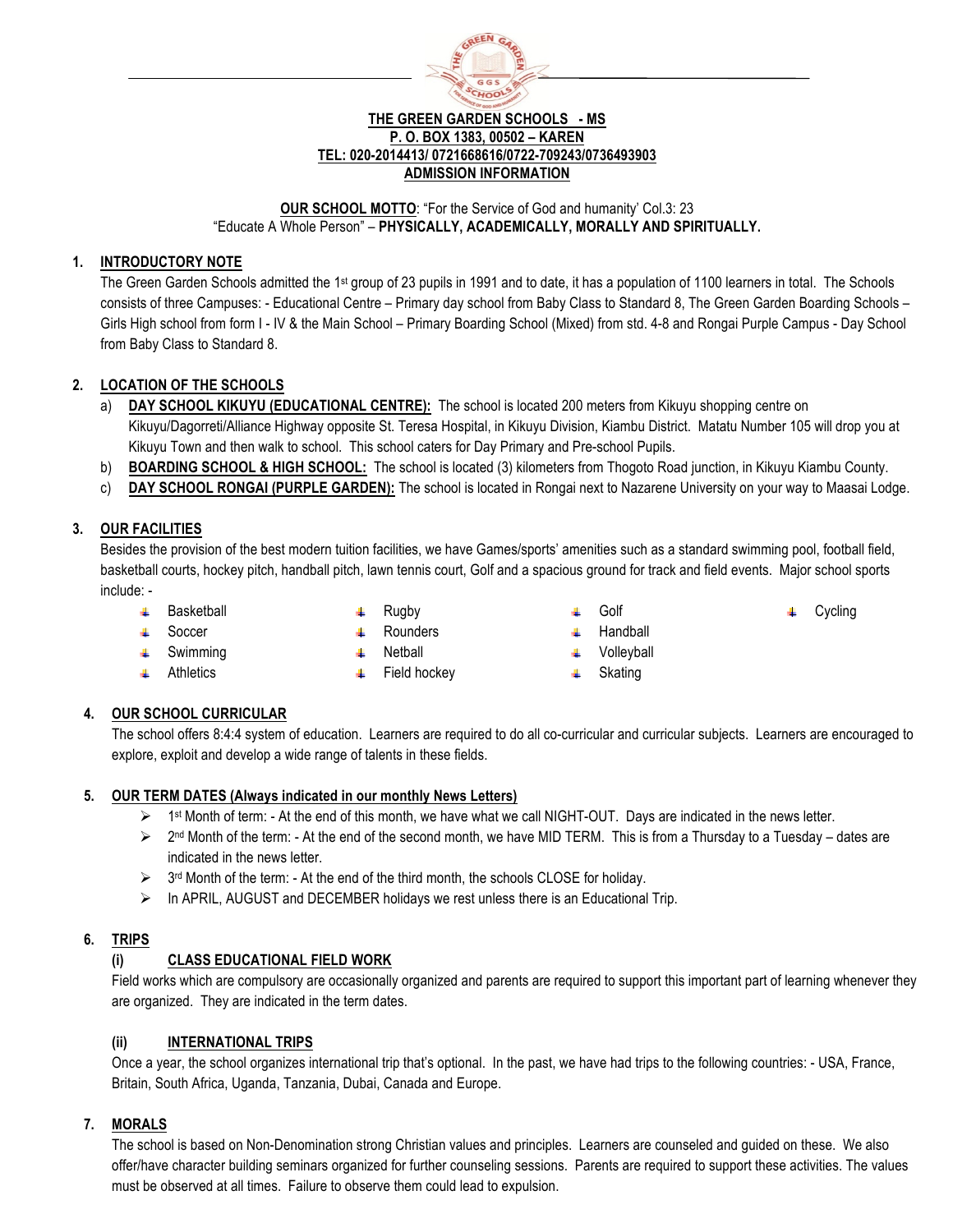**THE GREEN GARDEN SCHOOLS - MS**
**P. O. BOX 1383, 00502 – KAREN**
**TEL: 020-2014413/ 0721668616/0722-709243/0736493903**
**ADMISSION INFORMATION**

**OUR SCHOOL MOTTO**: "For the Service of God and humanity' Col.3: 23
"Educate A Whole Person" – **PHYSICALLY, ACADEMICALLY, MORALLY AND SPIRITUALLY.**

## 1. INTRODUCTORY NOTE

The Green Garden Schools admitted the 1st group of 23 pupils in 1991 and to date, it has a population of 1100 learners in total. The Schools consists of three Campuses: - Educational Centre – Primary day school from Baby Class to Standard 8, The Green Garden Boarding Schools – Girls High school from form I - IV & the Main School – Primary Boarding School (Mixed) from std. 4-8 and Rongai Purple Campus - Day School from Baby Class to Standard 8.

## 2. LOCATION OF THE SCHOOLS

a) **DAY SCHOOL KIKUYU (EDUCATIONAL CENTRE):** The school is located 200 meters from Kikuyu shopping centre on Kikuyu/Dagorreti/Alliance Highway opposite St. Teresa Hospital, in Kikuyu Division, Kiambu District. Matatu Number 105 will drop you at Kikuyu Town and then walk to school. This school caters for Day Primary and Pre-school Pupils.

b) **BOARDING SCHOOL & HIGH SCHOOL:** The school is located (3) kilometers from Thogoto Road junction, in Kikuyu Kiambu County.

c) **DAY SCHOOL RONGAI (PURPLE GARDEN):** The school is located in Rongai next to Nazarene University on your way to Maasai Lodge.

## 3. OUR FACILITIES

Besides the provision of the best modern tuition facilities, we have Games/sports' amenities such as a standard swimming pool, football field, basketball courts, hockey pitch, handball pitch, lawn tennis court, Golf and a spacious ground for track and field events. Major school sports include: -

- Basketball
- Soccer
- Swimming
- Athletics
- Rugby
- Rounders
- Netball
- Field hockey
- Golf
- Handball
- Volleyball
- Skating
- Cycling

## 4. OUR SCHOOL CURRICULAR

The school offers 8:4:4 system of education. Learners are required to do all co-curricular and curricular subjects. Learners are encouraged to explore, exploit and develop a wide range of talents in these fields.

## 5. OUR TERM DATES (Always indicated in our monthly News Letters)

- 1st Month of term: - At the end of this month, we have what we call NIGHT-OUT. Days are indicated in the news letter.
- 2nd Month of the term: - At the end of the second month, we have MID TERM. This is from a Thursday to a Tuesday – dates are indicated in the news letter.
- 3rd Month of the term: - At the end of the third month, the schools CLOSE for holiday.
- In APRIL, AUGUST and DECEMBER holidays we rest unless there is an Educational Trip.

## 6. TRIPS

### (i) CLASS EDUCATIONAL FIELD WORK

Field works which are compulsory are occasionally organized and parents are required to support this important part of learning whenever they are organized. They are indicated in the term dates.

### (ii) INTERNATIONAL TRIPS

Once a year, the school organizes international trip that's optional. In the past, we have had trips to the following countries: - USA, France, Britain, South Africa, Uganda, Tanzania, Dubai, Canada and Europe.

## 7. MORALS

The school is based on Non-Denomination strong Christian values and principles. Learners are counseled and guided on these. We also offer/have character building seminars organized for further counseling sessions. Parents are required to support these activities. The values must be observed at all times. Failure to observe them could lead to expulsion.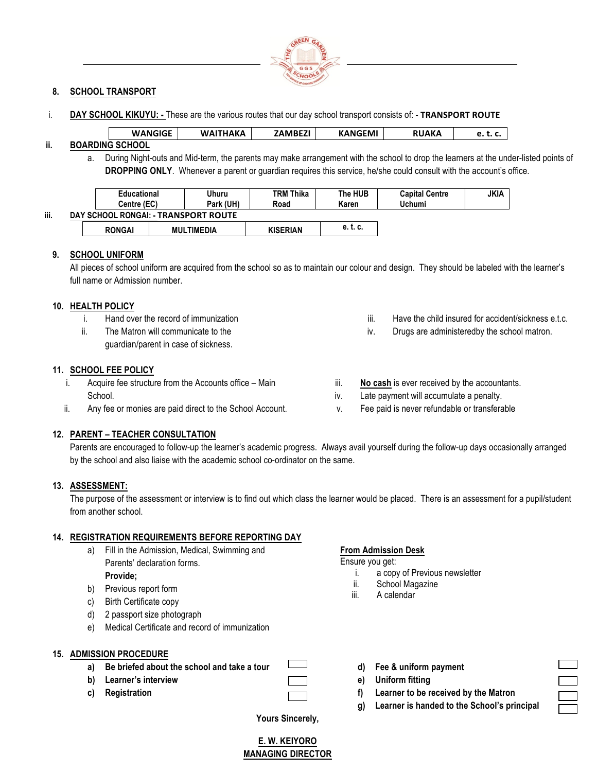## 8. SCHOOL TRANSPORT

i. **DAY SCHOOL KIKUYU: -** These are the various routes that our day school transport consists of: - **TRANSPORT ROUTE**

| WANGIGE | WAITHAKA | ZAMBEZI | KANGEMI | RUAKA | e. t. c. |
|---|---|---|---|---|---|

ii. **BOARDING SCHOOL**

a. During Night-outs and Mid-term, the parents may make arrangement with the school to drop the learners at the under-listed points of **DROPPING ONLY**. Whenever a parent or guardian requires this service, he/she could consult with the account's office.

| Educational Centre (EC) | Uhuru Park (UH) | TRM Thika Road | The HUB Karen | Capital Centre Uchumi | JKIA |
|---|---|---|---|---|---|

iii. **DAY SCHOOL RONGAI: - TRANSPORT ROUTE**

| RONGAI | MULTIMEDIA | KISERIAN | e. t. c. |
|---|---|---|---|

## 9. SCHOOL UNIFORM

All pieces of school uniform are acquired from the school so as to maintain our colour and design. They should be labeled with the learner's full name or Admission number.

## 10. HEALTH POLICY

i. Hand over the record of immunization
ii. The Matron will communicate to the guardian/parent in case of sickness.
iii. Have the child insured for accident/sickness e.t.c.
iv. Drugs are administeredby the school matron.

## 11. SCHOOL FEE POLICY

i. Acquire fee structure from the Accounts office – Main School.
ii. Any fee or monies are paid direct to the School Account.
iii. **No cash** is ever received by the accountants.
iv. Late payment will accumulate a penalty.
v. Fee paid is never refundable or transferable

## 12. PARENT – TEACHER CONSULTATION

Parents are encouraged to follow-up the learner's academic progress. Always avail yourself during the follow-up days occasionally arranged by the school and also liaise with the academic school co-ordinator on the same.

## 13. ASSESSMENT:

The purpose of the assessment or interview is to find out which class the learner would be placed. There is an assessment for a pupil/student from another school.

## 14. REGISTRATION REQUIREMENTS BEFORE REPORTING DAY

a) Fill in the Admission, Medical, Swimming and Parents' declaration forms.

**Provide;**

b) Previous report form
c) Birth Certificate copy
d) 2 passport size photograph
e) Medical Certificate and record of immunization

**From Admission Desk**

Ensure you get:

i. a copy of Previous newsletter
ii. School Magazine
iii. A calendar

## 15. ADMISSION PROCEDURE

- **a) Be briefed about the school and take a tour** ☐
- **b) Learner's interview** ☐
- **c) Registration** ☐
- **d) Fee & uniform payment** ☐
- **e) Uniform fitting** ☐
- **f) Learner to be received by the Matron** ☐
- **g) Learner is handed to the School's principal** ☐

**Yours Sincerely,**

**E. W. KEIYORO**
**MANAGING DIRECTOR**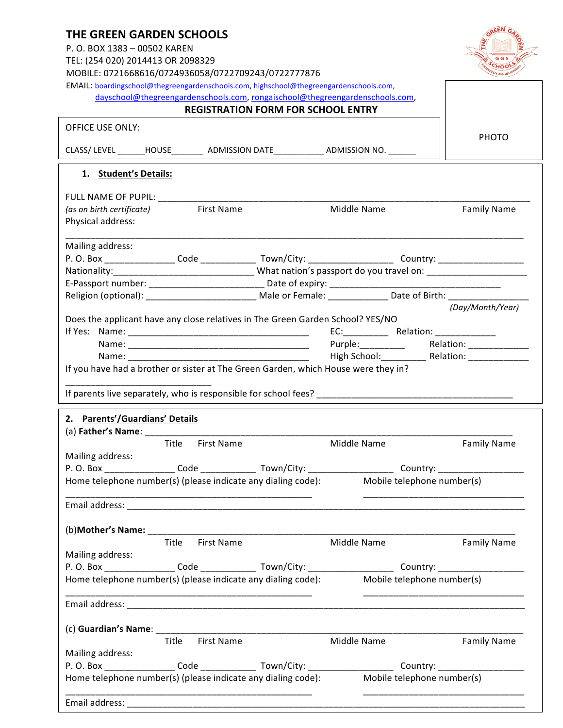# THE GREEN GARDEN SCHOOLS

P. O. BOX 1383 – 00502 KAREN
TEL: (254 020) 2014413 OR 2098329
MOBILE: 0721668616/0724936058/0722709243/0722777876
EMAIL: boardingschool@thegreengardenschools.com, highschool@thegreengardenschools.com, dayschool@thegreengardenschools.com, rongaischool@thegreengardenschools.com,

PHOTO

## REGISTRATION FORM FOR SCHOOL ENTRY

OFFICE USE ONLY:

CLASS/ LEVEL ______HOUSE_______ ADMISSION DATE__________ ADMISSION NO. ______

### 1. Student's Details:

FULL NAME OF PUPIL: ___________________________________________________________________________

*(as on birth certificate)* First Name Middle Name Family Name

Physical address:

___________________________________________________________________________________________

Mailing address:

P. O. Box ______________ Code ___________ Town/City: ________________ Country: ________________

Nationality:_________________________ What nation's passport do you travel on: ____________________

E-Passport number: ______________________ Date of expiry: __________________________________

Religion (optional): ______________________ Male or Female: ____________ Date of Birth: ________________

*(Day/Month/Year)*

Does the applicant have any close relatives in The Green Garden School? YES/NO

If Yes: Name: ____________________________________ EC:_________ Relation: ____________

Name: ____________________________________ Purple:_________ Relation: ____________

Name: ____________________________________ High School:_________ Relation: ____________

If you have had a brother or sister at The Green Garden, which House were they in?

_____________________________

If parents live separately, who is responsible for school fees? ______________________________________

### 2. Parents'/Guardians' Details

(a) **Father's Name**: _____________________________________________________________________

Title First Name Middle Name Family Name

Mailing address:

P. O. Box ______________ Code ___________ Town/City: ________________ Country: ________________

Home telephone number(s) (please indicate any dialing code): Mobile telephone number(s)

_______________________________________________ _________________________________

Email address: ___________________________________________________________________________

(b)**Mother's Name:** _____________________________________________________________________

Title First Name Middle Name Family Name

Mailing address:

P. O. Box ______________ Code ___________ Town/City: ________________ Country: ________________

Home telephone number(s) (please indicate any dialing code): Mobile telephone number(s)

_______________________________________________ _________________________________

Email address: ___________________________________________________________________________

(c) **Guardian's Name**: ___________________________________________________________________

Title First Name Middle Name Family Name

Mailing address:

P. O. Box ______________ Code ___________ Town/City: ________________ Country: ________________

Home telephone number(s) (please indicate any dialing code): Mobile telephone number(s)

_______________________________________________ _________________________________

Email address: ___________________________________________________________________________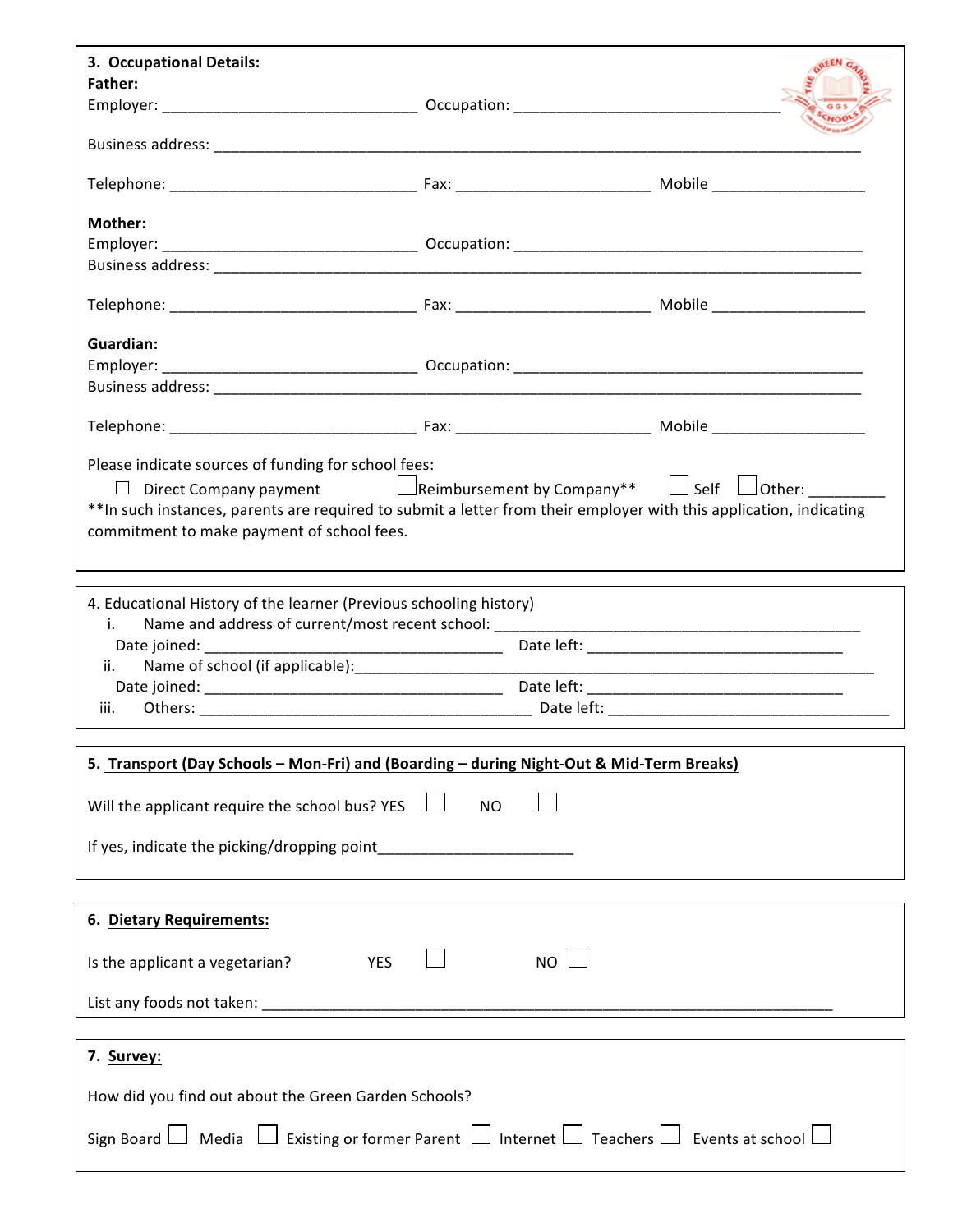**3. Occupational Details:**

**Father:**

Employer: ______________________________ Occupation: _______________________________

Business address: ___________________________________________________________________________

Telephone: _____________________________ Fax: _______________________ Mobile __________________

**Mother:**

Employer: ______________________________ Occupation: _______________________________________

Business address: ___________________________________________________________________________

Telephone: _____________________________ Fax: _______________________ Mobile __________________

**Guardian:**

Employer: ______________________________ Occupation: _______________________________________

Business address: ___________________________________________________________________________

Telephone: _____________________________ Fax: _______________________ Mobile __________________

Please indicate sources of funding for school fees:

☐ Direct Company payment ☐ Reimbursement by Company** ☐ Self ☐ Other: _________

**In such instances, parents are required to submit a letter from their employer with this application, indicating commitment to make payment of school fees.

---

4. Educational History of the learner (Previous schooling history)

i. Name and address of current/most recent school: ____________________________________________

Date joined: ___________________________________ Date left: ______________________________

ii. Name of school (if applicable):____________________________________________________________

Date joined: ___________________________________ Date left: ______________________________

iii. Others: _______________________________________ Date left: __________________________________

---

**5. Transport (Day Schools – Mon-Fri) and (Boarding – during Night-Out & Mid-Term Breaks)**

Will the applicant require the school bus? YES ☐ NO ☐

If yes, indicate the picking/dropping point_______________________

---

**6. Dietary Requirements:**

Is the applicant a vegetarian? YES ☐ NO ☐

List any foods not taken: ___________________________________________________________________

---

**7. Survey:**

How did you find out about the Green Garden Schools?

Sign Board ☐ Media ☐ Existing or former Parent ☐ Internet ☐ Teachers ☐ Events at school ☐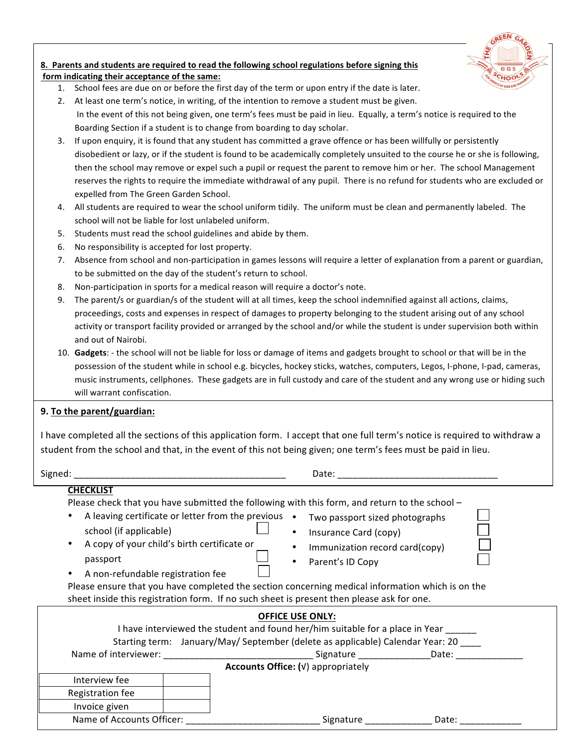**8. Parents and students are required to read the following school regulations before signing this form indicating their acceptance of the same:**

1. School fees are due on or before the first day of the term or upon entry if the date is later.
2. At least one term's notice, in writing, of the intention to remove a student must be given. In the event of this not being given, one term's fees must be paid in lieu. Equally, a term's notice is required to the Boarding Section if a student is to change from boarding to day scholar.
3. If upon enquiry, it is found that any student has committed a grave offence or has been willfully or persistently disobedient or lazy, or if the student is found to be academically completely unsuited to the course he or she is following, then the school may remove or expel such a pupil or request the parent to remove him or her. The school Management reserves the rights to require the immediate withdrawal of any pupil. There is no refund for students who are excluded or expelled from The Green Garden School.
4. All students are required to wear the school uniform tidily. The uniform must be clean and permanently labeled. The school will not be liable for lost unlabeled uniform.
5. Students must read the school guidelines and abide by them.
6. No responsibility is accepted for lost property.
7. Absence from school and non-participation in games lessons will require a letter of explanation from a parent or guardian, to be submitted on the day of the student's return to school.
8. Non-participation in sports for a medical reason will require a doctor's note.
9. The parent/s or guardian/s of the student will at all times, keep the school indemnified against all actions, claims, proceedings, costs and expenses in respect of damages to property belonging to the student arising out of any school activity or transport facility provided or arranged by the school and/or while the student is under supervision both within and out of Nairobi.
10. **Gadgets**: - the school will not be liable for loss or damage of items and gadgets brought to school or that will be in the possession of the student while in school e.g. bicycles, hockey sticks, watches, computers, Legos, I-phone, I-pad, cameras, music instruments, cellphones. These gadgets are in full custody and care of the student and any wrong use or hiding such will warrant confiscation.

**9. To the parent/guardian:**

I have completed all the sections of this application form. I accept that one full term's notice is required to withdraw a student from the school and that, in the event of this not being given; one term's fees must be paid in lieu.

Signed: ___________________________________________ Date: _________________________________

**CHECKLIST**

Please check that you have submitted the following with this form, and return to the school –

- A leaving certificate or letter from the previous school (if applicable) ☐
- A copy of your child's birth certificate or passport ☐
- A non-refundable registration fee ☐
- Two passport sized photographs ☐
- Insurance Card (copy) ☐
- Immunization record card(copy) ☐
- Parent's ID Copy ☐

Please ensure that you have completed the section concerning medical information which is on the sheet inside this registration form. If no such sheet is present then please ask for one.

**OFFICE USE ONLY:**

I have interviewed the student and found her/him suitable for a place in Year ______

Starting term: January/May/ September (delete as applicable) Calendar Year: 20 ____

Name of interviewer: ______________________________ Signature ______________Date: _____________

**Accounts Office: (√) appropriately**

| | |
|---|---|
| Interview fee | |
| Registration fee | |
| Invoice given | |

Name of Accounts Officer: __________________________ Signature _____________ Date: ____________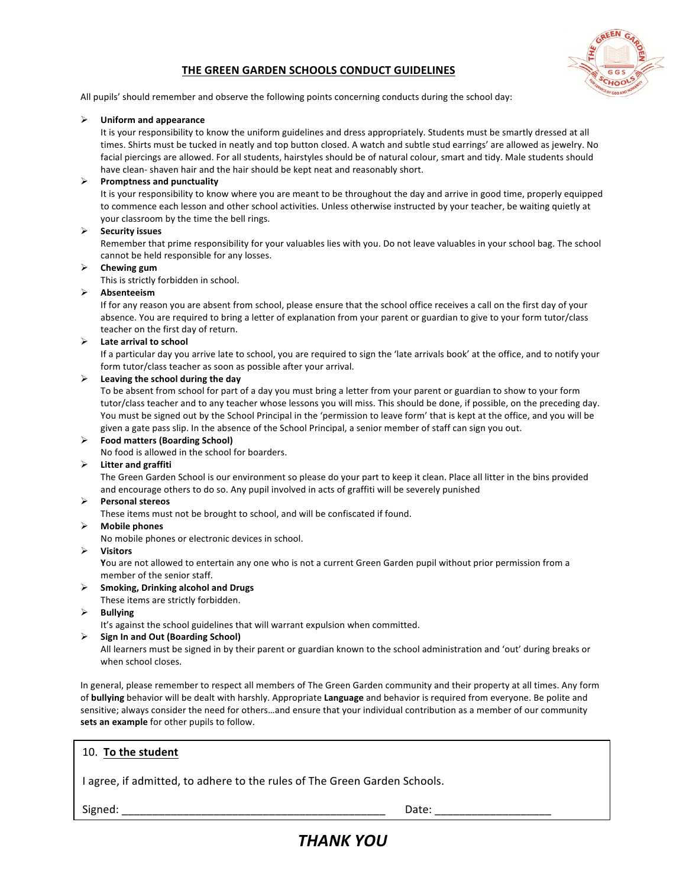## THE GREEN GARDEN SCHOOLS CONDUCT GUIDELINES

All pupils' should remember and observe the following points concerning conducts during the school day:

- **Uniform and appearance**
  It is your responsibility to know the uniform guidelines and dress appropriately. Students must be smartly dressed at all times. Shirts must be tucked in neatly and top button closed. A watch and subtle stud earrings' are allowed as jewelry. No facial piercings are allowed. For all students, hairstyles should be of natural colour, smart and tidy. Male students should have clean- shaven hair and the hair should be kept neat and reasonably short.
- **Promptness and punctuality**
  It is your responsibility to know where you are meant to be throughout the day and arrive in good time, properly equipped to commence each lesson and other school activities. Unless otherwise instructed by your teacher, be waiting quietly at your classroom by the time the bell rings.
- **Security issues**
  Remember that prime responsibility for your valuables lies with you. Do not leave valuables in your school bag. The school cannot be held responsible for any losses.
- **Chewing gum**
  This is strictly forbidden in school.
- **Absenteeism**
  If for any reason you are absent from school, please ensure that the school office receives a call on the first day of your absence. You are required to bring a letter of explanation from your parent or guardian to give to your form tutor/class teacher on the first day of return.
- **Late arrival to school**
  If a particular day you arrive late to school, you are required to sign the 'late arrivals book' at the office, and to notify your form tutor/class teacher as soon as possible after your arrival.
- **Leaving the school during the day**
  To be absent from school for part of a day you must bring a letter from your parent or guardian to show to your form tutor/class teacher and to any teacher whose lessons you will miss. This should be done, if possible, on the preceding day. You must be signed out by the School Principal in the 'permission to leave form' that is kept at the office, and you will be given a gate pass slip. In the absence of the School Principal, a senior member of staff can sign you out.
- **Food matters (Boarding School)**
  No food is allowed in the school for boarders.
- **Litter and graffiti**
  The Green Garden School is our environment so please do your part to keep it clean. Place all litter in the bins provided and encourage others to do so. Any pupil involved in acts of graffiti will be severely punished
- **Personal stereos**
  These items must not be brought to school, and will be confiscated if found.
- **Mobile phones**
  No mobile phones or electronic devices in school.
- **Visitors**
  **Y**ou are not allowed to entertain any one who is not a current Green Garden pupil without prior permission from a member of the senior staff.
- **Smoking, Drinking alcohol and Drugs**
  These items are strictly forbidden.
- **Bullying**
  It's against the school guidelines that will warrant expulsion when committed.
- **Sign In and Out (Boarding School)**
  All learners must be signed in by their parent or guardian known to the school administration and 'out' during breaks or when school closes.

In general, please remember to respect all members of The Green Garden community and their property at all times. Any form of **bullying** behavior will be dealt with harshly. Appropriate **Language** and behavior is required from everyone. Be polite and sensitive; always consider the need for others…and ensure that your individual contribution as a member of our community **sets an example** for other pupils to follow.

10. **To the student**

I agree, if admitted, to adhere to the rules of The Green Garden Schools.

Signed: _____________________________________________ Date: ___________________

***THANK YOU***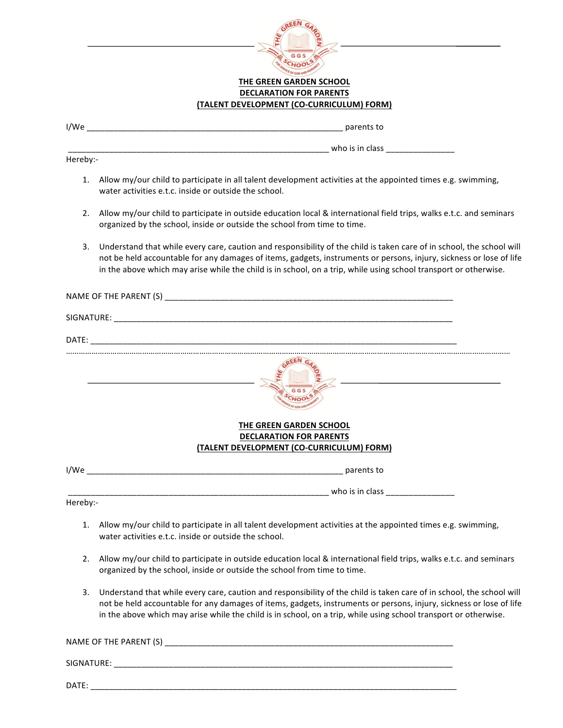**THE GREEN GARDEN SCHOOL**
**DECLARATION FOR PARENTS**
**(TALENT DEVELOPMENT (CO-CURRICULUM) FORM)**

I/We _________________________________________________________ parents to

_________________________________________________________ who is in class _______________

Hereby:-

1. Allow my/our child to participate in all talent development activities at the appointed times e.g. swimming, water activities e.t.c. inside or outside the school.
2. Allow my/our child to participate in outside education local & international field trips, walks e.t.c. and seminars organized by the school, inside or outside the school from time to time.
3. Understand that while every care, caution and responsibility of the child is taken care of in school, the school will not be held accountable for any damages of items, gadgets, instruments or persons, injury, sickness or lose of life in the above which may arise while the child is in school, on a trip, while using school transport or otherwise.

NAME OF THE PARENT (S) _______________________________________________________________

SIGNATURE: __________________________________________________________________________

DATE: _______________________________________________________________________________

---

**THE GREEN GARDEN SCHOOL**
**DECLARATION FOR PARENTS**
**(TALENT DEVELOPMENT (CO-CURRICULUM) FORM)**

I/We _________________________________________________________ parents to

_________________________________________________________ who is in class _______________

Hereby:-

1. Allow my/our child to participate in all talent development activities at the appointed times e.g. swimming, water activities e.t.c. inside or outside the school.
2. Allow my/our child to participate in outside education local & international field trips, walks e.t.c. and seminars organized by the school, inside or outside the school from time to time.
3. Understand that while every care, caution and responsibility of the child is taken care of in school, the school will not be held accountable for any damages of items, gadgets, instruments or persons, injury, sickness or lose of life in the above which may arise while the child is in school, on a trip, while using school transport or otherwise.

NAME OF THE PARENT (S) _______________________________________________________________

SIGNATURE: __________________________________________________________________________

DATE: _______________________________________________________________________________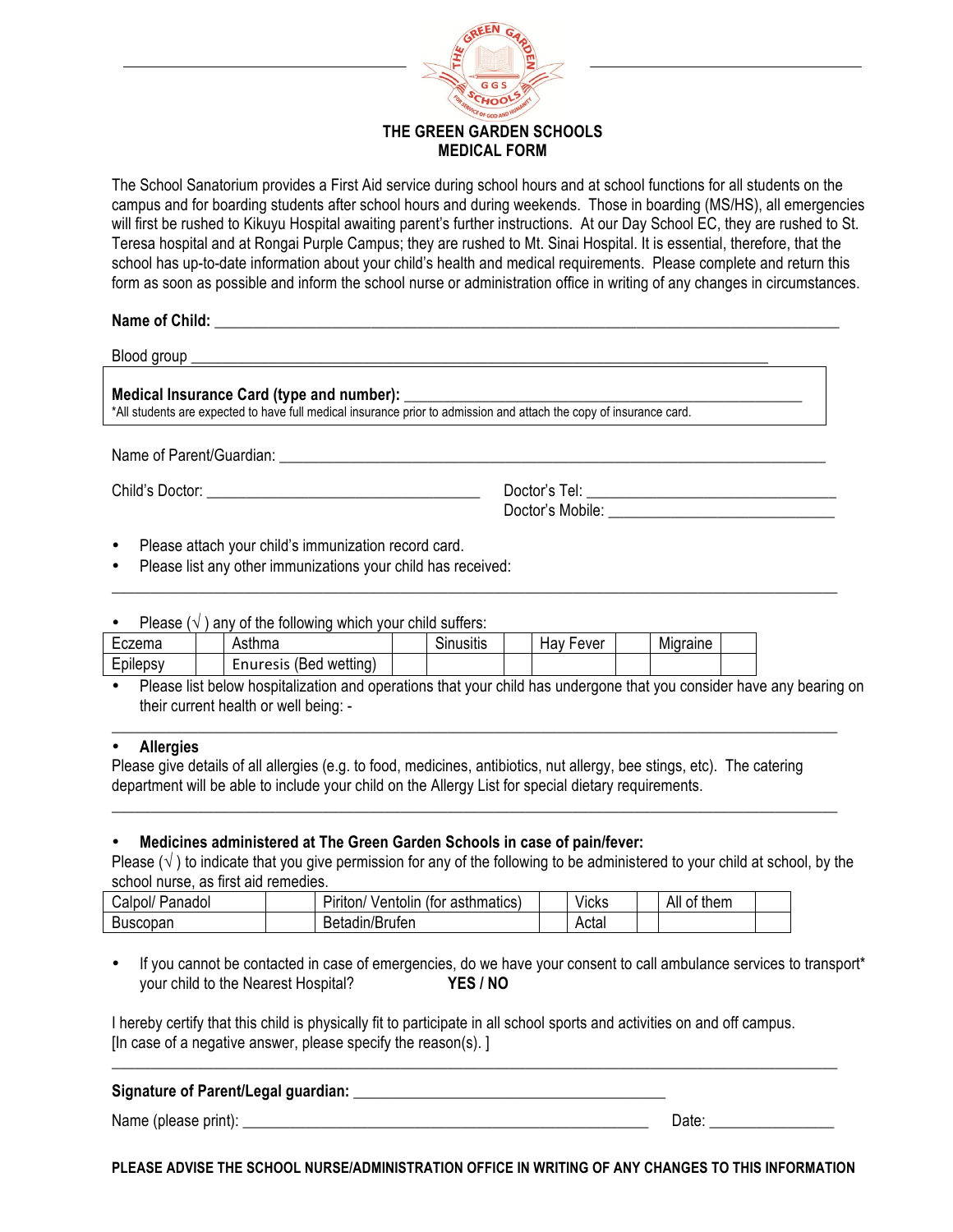# THE GREEN GARDEN SCHOOLS
## MEDICAL FORM

The School Sanatorium provides a First Aid service during school hours and at school functions for all students on the campus and for boarding students after school hours and during weekends. Those in boarding (MS/HS), all emergencies will first be rushed to Kikuyu Hospital awaiting parent's further instructions. At our Day School EC, they are rushed to St. Teresa hospital and at Rongai Purple Campus; they are rushed to Mt. Sinai Hospital. It is essential, therefore, that the school has up-to-date information about your child's health and medical requirements. Please complete and return this form as soon as possible and inform the school nurse or administration office in writing of any changes in circumstances.

**Name of Child:** ___________________________________________________________________________

Blood group _______________________________________________________________________

**Medical Insurance Card (type and number):** _____________________________________________
*All students are expected to have full medical insurance prior to admission and attach the copy of insurance card.

Name of Parent/Guardian: ______________________________________________________________

Child's Doctor: _________________________________ Doctor's Tel: ______________________________
Doctor's Mobile: ____________________________

- Please attach your child's immunization record card.
- Please list any other immunizations your child has received:

___________________________________________________________________________________

- Please (√) any of the following which your child suffers:

| | | | | | | | | | |
|---|---|---|---|---|---|---|---|---|---|
| Eczema | | Asthma | | Sinusitis | | Hay Fever | | Migraine | |
| Epilepsy | | Enuresis (Bed wetting) | | | | | | | |

- Please list below hospitalization and operations that your child has undergone that you consider have any bearing on their current health or well being: -

___________________________________________________________________________________

- **Allergies**

Please give details of all allergies (e.g. to food, medicines, antibiotics, nut allergy, bee stings, etc). The catering department will be able to include your child on the Allergy List for special dietary requirements.

___________________________________________________________________________________

- **Medicines administered at The Green Garden Schools in case of pain/fever:**

Please (√) to indicate that you give permission for any of the following to be administered to your child at school, by the school nurse, as first aid remedies.

| | | | | | | | |
|---|---|---|---|---|---|---|---|
| Calpol/ Panadol | | Piriton/ Ventolin (for asthmatics) | | Vicks | | All of them | |
| Buscopan | | Betadin/Brufen | | Actal | | | |

- If you cannot be contacted in case of emergencies, do we have your consent to call ambulance services to transport* your child to the Nearest Hospital? **YES / NO**

I hereby certify that this child is physically fit to participate in all school sports and activities on and off campus.
[In case of a negative answer, please specify the reason(s). ]

___________________________________________________________________________________

**Signature of Parent/Legal guardian:** ________________________________________

Name (please print): ____________________________________________________ Date: ________________

**PLEASE ADVISE THE SCHOOL NURSE/ADMINISTRATION OFFICE IN WRITING OF ANY CHANGES TO THIS INFORMATION**